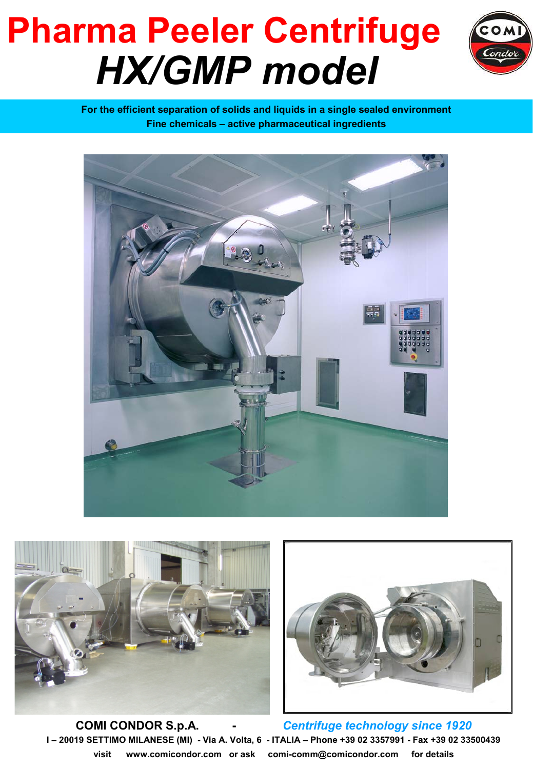# Pharma Peeler Centrifuge

# *HX/GMP model*

**For the efficient separation of solids and liquids in a single sealed environment**
**Fine chemicals – active pharmaceutical ingredients**

**COMI CONDOR S.p.A.** - ***Centrifuge technology since 1920***

**I – 20019 SETTIMO MILANESE (MI) - Via A. Volta, 6 - ITALIA – Phone +39 02 3357991 - Fax +39 02 33500439**

**visit www.comicondor.com or ask comi-comm@comicondor.com for details**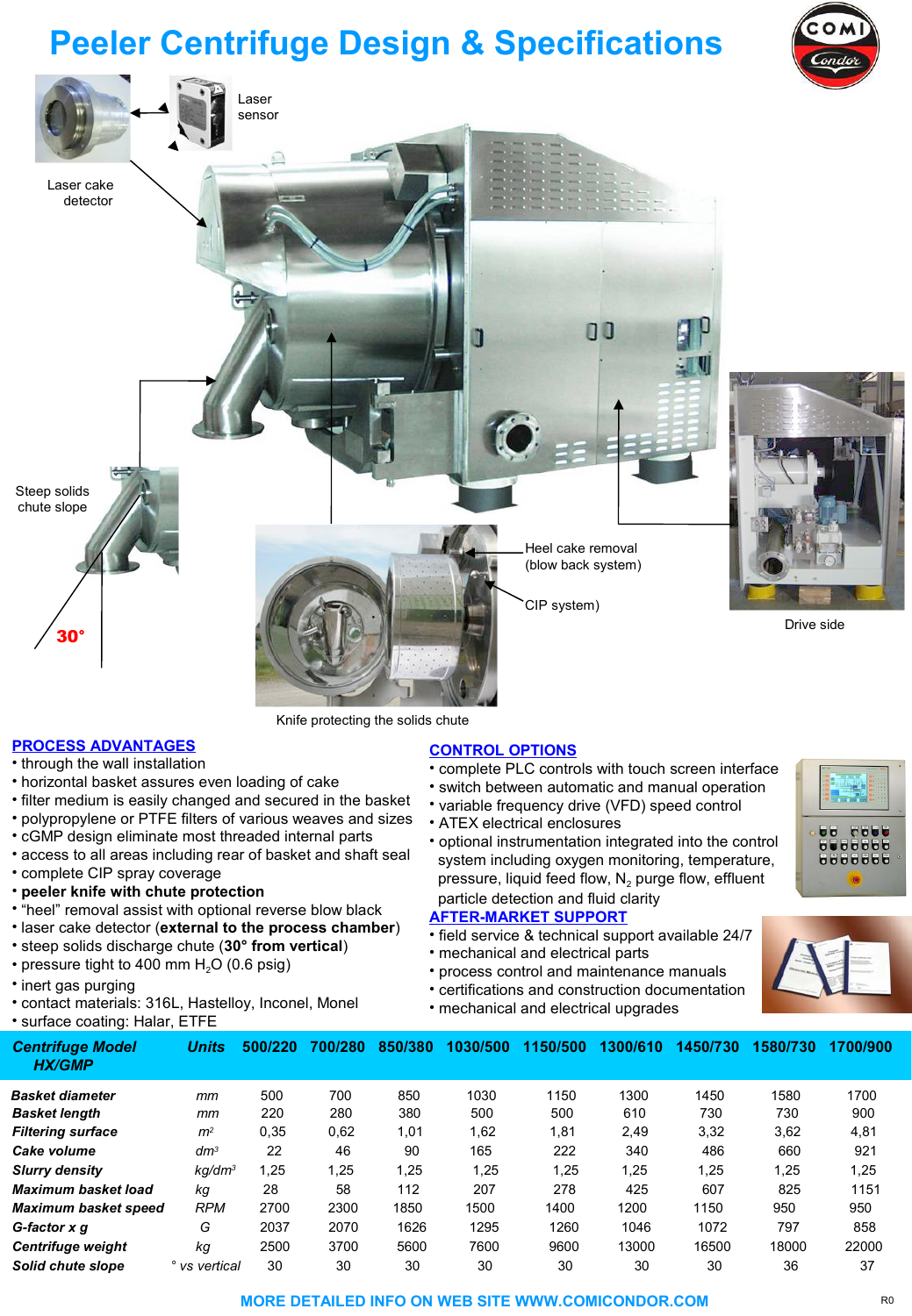# Peeler Centrifuge Design & Specifications

Laser sensor

Laser cake detector

Steep solids chute slope

30°

Heel cake removal (blow back system)

CIP system)

Knife protecting the solids chute

Drive side

## PROCESS ADVANTAGES

- through the wall installation
- horizontal basket assures even loading of cake
- filter medium is easily changed and secured in the basket
- polypropylene or PTFE filters of various weaves and sizes
- cGMP design eliminate most threaded internal parts
- access to all areas including rear of basket and shaft seal
- complete CIP spray coverage
- **peeler knife with chute protection**
- "heel" removal assist with optional reverse blow black
- laser cake detector (**external to the process chamber**)
- steep solids discharge chute (**30° from vertical**)
- pressure tight to 400 mm $H_2O$ (0.6 psig)
- inert gas purging
- contact materials: 316L, Hastelloy, Inconel, Monel
- surface coating: Halar, ETFE

## CONTROL OPTIONS

- complete PLC controls with touch screen interface
- switch between automatic and manual operation
- variable frequency drive (VFD) speed control
- ATEX electrical enclosures
- optional instrumentation integrated into the control system including oxygen monitoring, temperature, pressure, liquid feed flow, $N_2$ purge flow, effluent particle detection and fluid clarity

## AFTER-MARKET SUPPORT

- field service & technical support available 24/7
- mechanical and electrical parts
- process control and maintenance manuals
- certifications and construction documentation
- mechanical and electrical upgrades

| *Centrifuge Model HX/GMP* | *Units* | 500/220 | 700/280 | 850/380 | 1030/500 | 1150/500 | 1300/610 | 1450/730 | 1580/730 | 1700/900 |
|---|---|---|---|---|---|---|---|---|---|---|
| ***Basket diameter*** | *mm* | 500 | 700 | 850 | 1030 | 1150 | 1300 | 1450 | 1580 | 1700 |
| ***Basket length*** | *mm* | 220 | 280 | 380 | 500 | 500 | 610 | 730 | 730 | 900 |
| ***Filtering surface*** | *m²* | 0,35 | 0,62 | 1,01 | 1,62 | 1,81 | 2,49 | 3,32 | 3,62 | 4,81 |
| ***Cake volume*** | *dm³* | 22 | 46 | 90 | 165 | 222 | 340 | 486 | 660 | 921 |
| ***Slurry density*** | *kg/dm³* | 1,25 | 1,25 | 1,25 | 1,25 | 1,25 | 1,25 | 1,25 | 1,25 | 1,25 |
| ***Maximum basket load*** | *kg* | 28 | 58 | 112 | 207 | 278 | 425 | 607 | 825 | 1151 |
| ***Maximum basket speed*** | *RPM* | 2700 | 2300 | 1850 | 1500 | 1400 | 1200 | 1150 | 950 | 950 |
| ***G-factor x g*** | *G* | 2037 | 2070 | 1626 | 1295 | 1260 | 1046 | 1072 | 797 | 858 |
| ***Centrifuge weight*** | *kg* | 2500 | 3700 | 5600 | 7600 | 9600 | 13000 | 16500 | 18000 | 22000 |
| ***Solid chute slope*** | *° vs vertical* | 30 | 30 | 30 | 30 | 30 | 30 | 30 | 36 | 37 |

**MORE DETAILED INFO ON WEB SITE WWW.COMICONDOR.COM**

R0